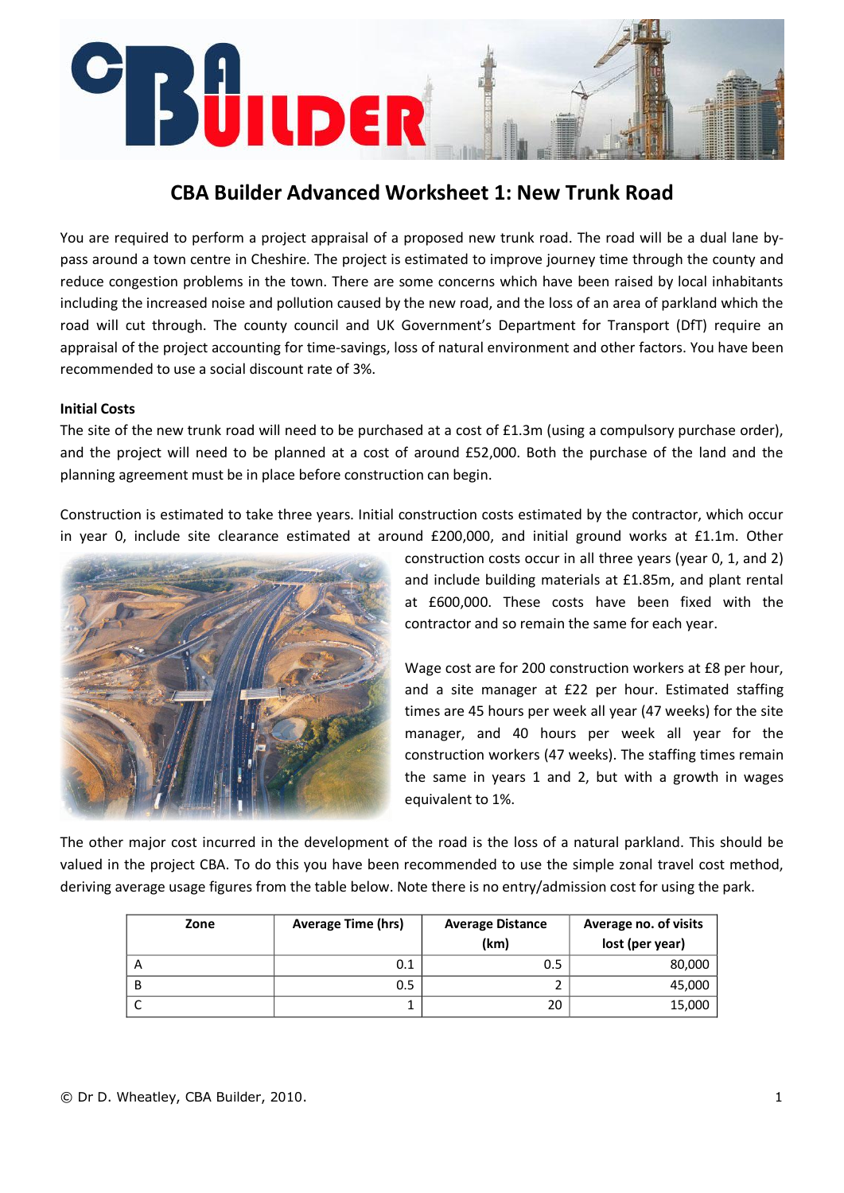# CBA Builder Advanced Worksheet 1: New Trunk Road

You are required to perform a project appraisal of a proposed new trunk road. The road will be a dual lane by-pass around a town centre in Cheshire. The project is estimated to improve journey time through the county and reduce congestion problems in the town. There are some concerns which have been raised by local inhabitants including the increased noise and pollution caused by the new road, and the loss of an area of parkland which the road will cut through. The county council and UK Government's Department for Transport (DfT) require an appraisal of the project accounting for time-savings, loss of natural environment and other factors. You have been recommended to use a social discount rate of 3%.

**Initial Costs**

The site of the new trunk road will need to be purchased at a cost of £1.3m (using a compulsory purchase order), and the project will need to be planned at a cost of around £52,000. Both the purchase of the land and the planning agreement must be in place before construction can begin.

Construction is estimated to take three years. Initial construction costs estimated by the contractor, which occur in year 0, include site clearance estimated at around £200,000, and initial ground works at £1.1m. Other construction costs occur in all three years (year 0, 1, and 2) and include building materials at £1.85m, and plant rental at £600,000. These costs have been fixed with the contractor and so remain the same for each year.

Wage cost are for 200 construction workers at £8 per hour, and a site manager at £22 per hour. Estimated staffing times are 45 hours per week all year (47 weeks) for the site manager, and 40 hours per week all year for the construction workers (47 weeks). The staffing times remain the same in years 1 and 2, but with a growth in wages equivalent to 1%.

The other major cost incurred in the development of the road is the loss of a natural parkland. This should be valued in the project CBA. To do this you have been recommended to use the simple zonal travel cost method, deriving average usage figures from the table below. Note there is no entry/admission cost for using the park.

| Zone | Average Time (hrs) | Average Distance (km) | Average no. of visits lost (per year) |
|---|---|---|---|
| A | 0.1 | 0.5 | 80,000 |
| B | 0.5 | 2 | 45,000 |
| C | 1 | 20 | 15,000 |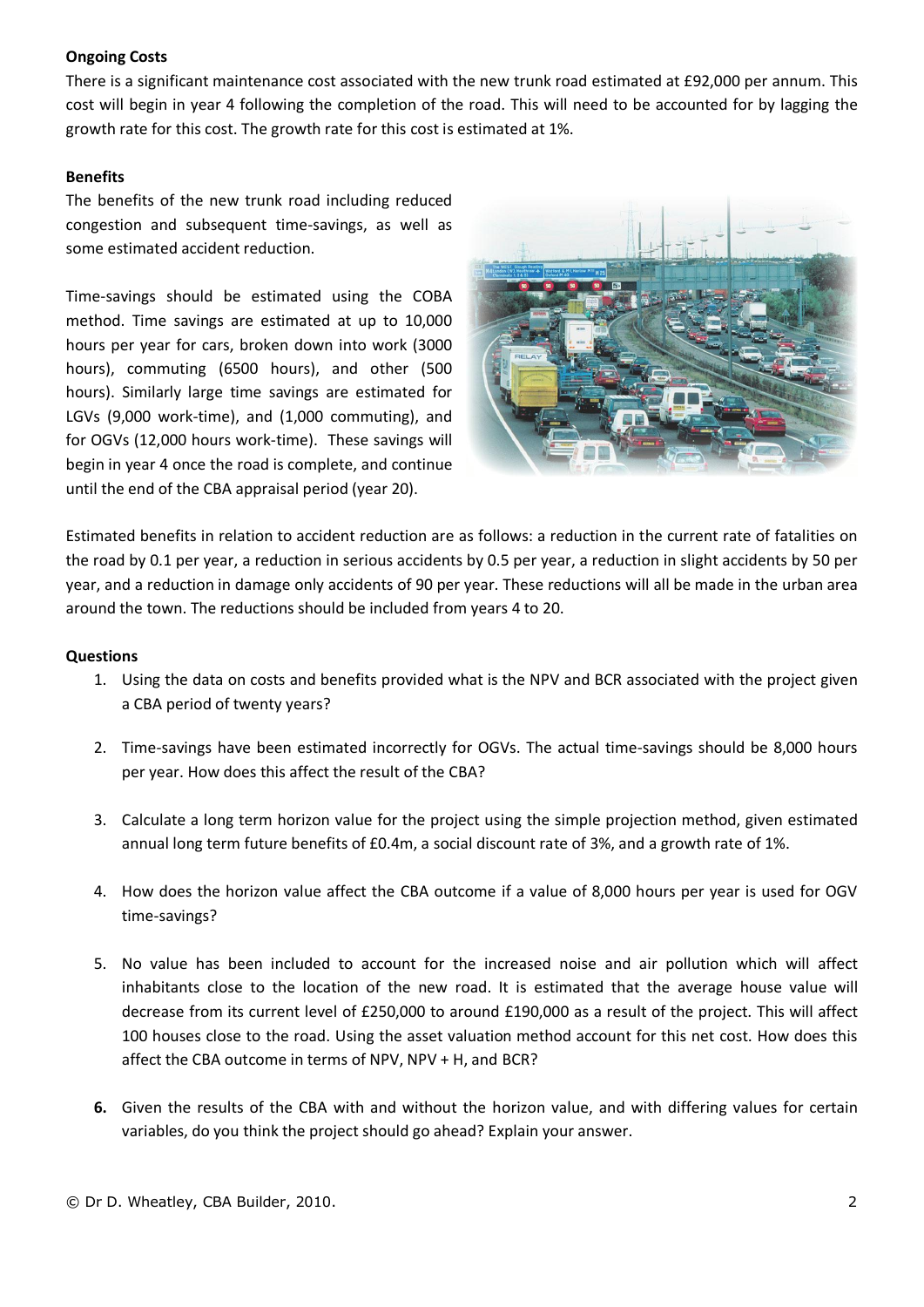**Ongoing Costs**

There is a significant maintenance cost associated with the new trunk road estimated at £92,000 per annum. This cost will begin in year 4 following the completion of the road. This will need to be accounted for by lagging the growth rate for this cost. The growth rate for this cost is estimated at 1%.

**Benefits**

The benefits of the new trunk road including reduced congestion and subsequent time-savings, as well as some estimated accident reduction.

Time-savings should be estimated using the COBA method. Time savings are estimated at up to 10,000 hours per year for cars, broken down into work (3000 hours), commuting (6500 hours), and other (500 hours). Similarly large time savings are estimated for LGVs (9,000 work-time), and (1,000 commuting), and for OGVs (12,000 hours work-time). These savings will begin in year 4 once the road is complete, and continue until the end of the CBA appraisal period (year 20).

Estimated benefits in relation to accident reduction are as follows: a reduction in the current rate of fatalities on the road by 0.1 per year, a reduction in serious accidents by 0.5 per year, a reduction in slight accidents by 50 per year, and a reduction in damage only accidents of 90 per year. These reductions will all be made in the urban area around the town. The reductions should be included from years 4 to 20.

**Questions**

1. Using the data on costs and benefits provided what is the NPV and BCR associated with the project given a CBA period of twenty years?
2. Time-savings have been estimated incorrectly for OGVs. The actual time-savings should be 8,000 hours per year. How does this affect the result of the CBA?
3. Calculate a long term horizon value for the project using the simple projection method, given estimated annual long term future benefits of £0.4m, a social discount rate of 3%, and a growth rate of 1%.
4. How does the horizon value affect the CBA outcome if a value of 8,000 hours per year is used for OGV time-savings?
5. No value has been included to account for the increased noise and air pollution which will affect inhabitants close to the location of the new road. It is estimated that the average house value will decrease from its current level of £250,000 to around £190,000 as a result of the project. This will affect 100 houses close to the road. Using the asset valuation method account for this net cost. How does this affect the CBA outcome in terms of NPV, NPV + H, and BCR?
6. Given the results of the CBA with and without the horizon value, and with differing values for certain variables, do you think the project should go ahead? Explain your answer.

© Dr D. Wheatley, CBA Builder, 2010.